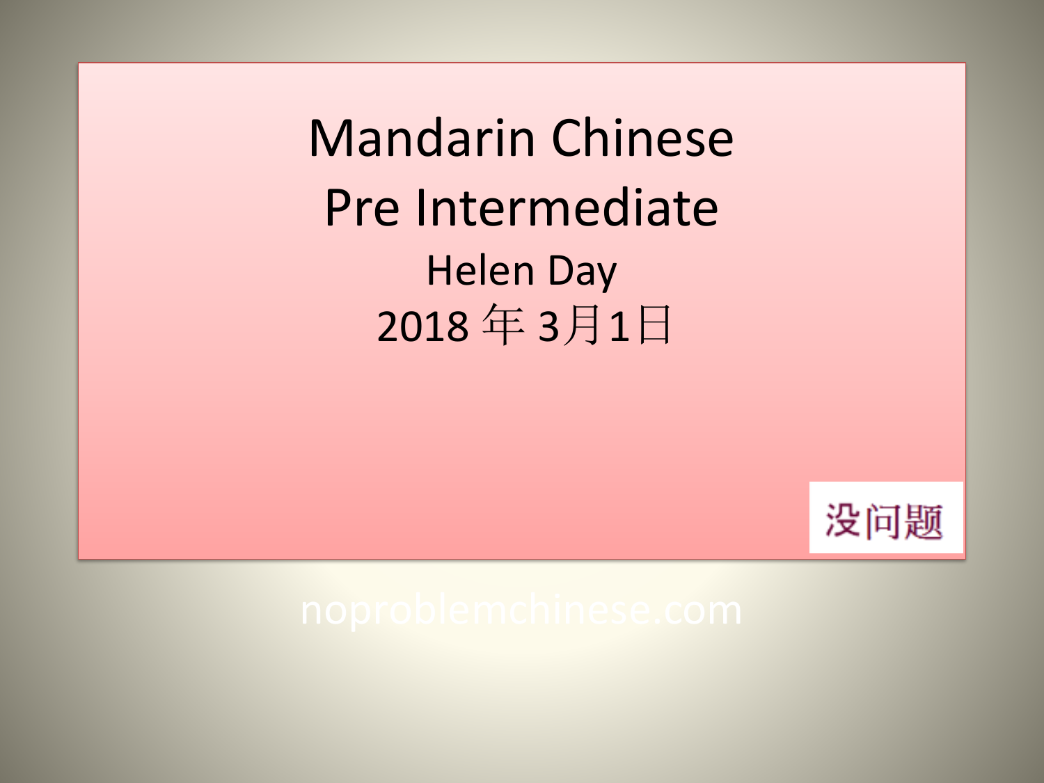# Mandarin Chinese
# Pre Intermediate

Helen Day

2018 年 3月1日

没问题

noproblemchinese.com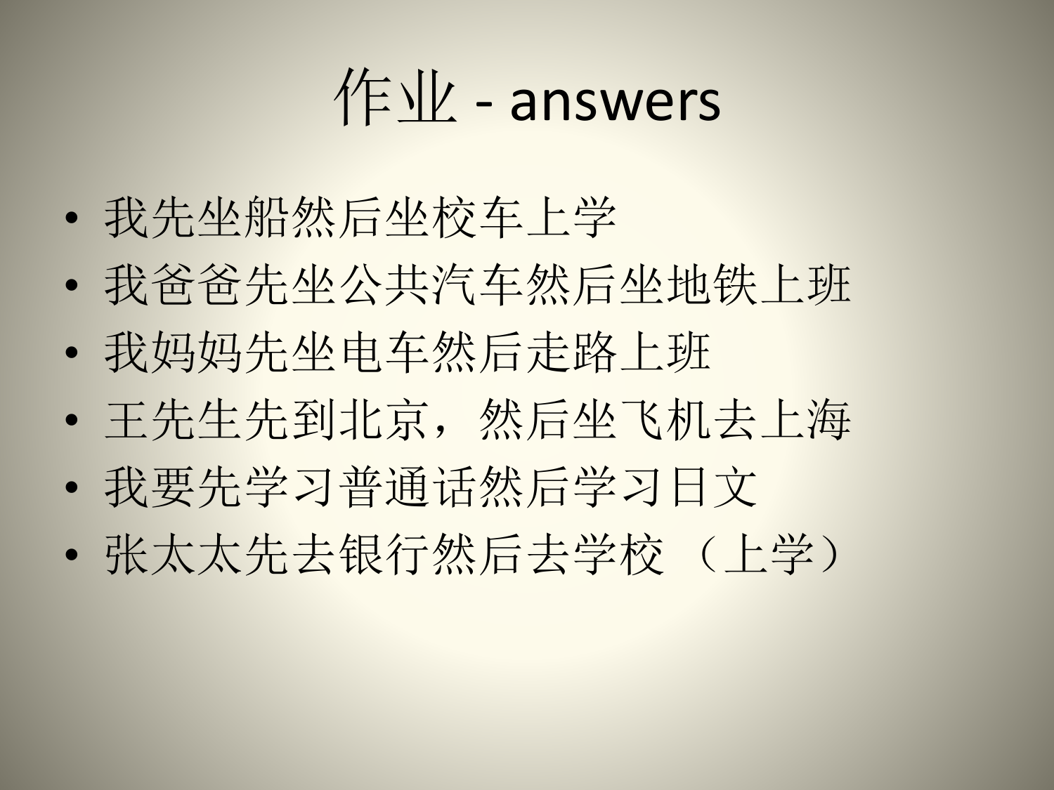# 作业 - answers

- 我先坐船然后坐校车上学
- 我爸爸先坐公共汽车然后坐地铁上班
- 我妈妈先坐电车然后走路上班
- 王先生先到北京，然后坐飞机去上海
- 我要先学习普通话然后学习日文
- 张太太先去银行然后去学校（上学）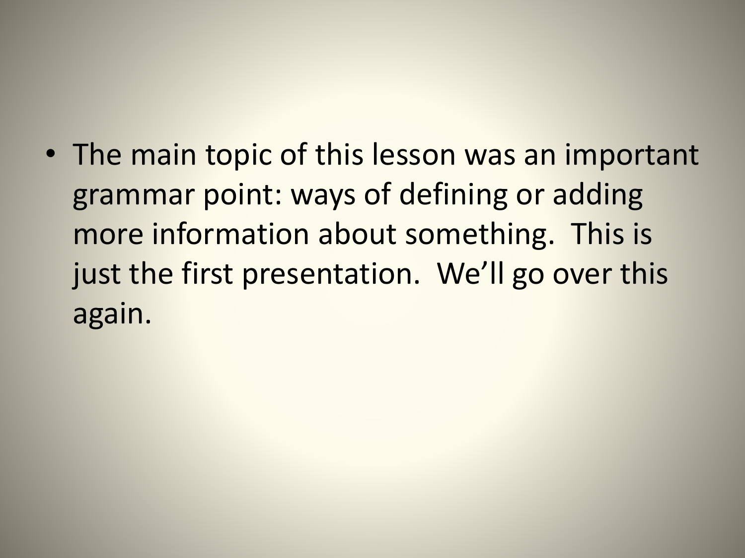- The main topic of this lesson was an important grammar point: ways of defining or adding more information about something. This is just the first presentation. We'll go over this again.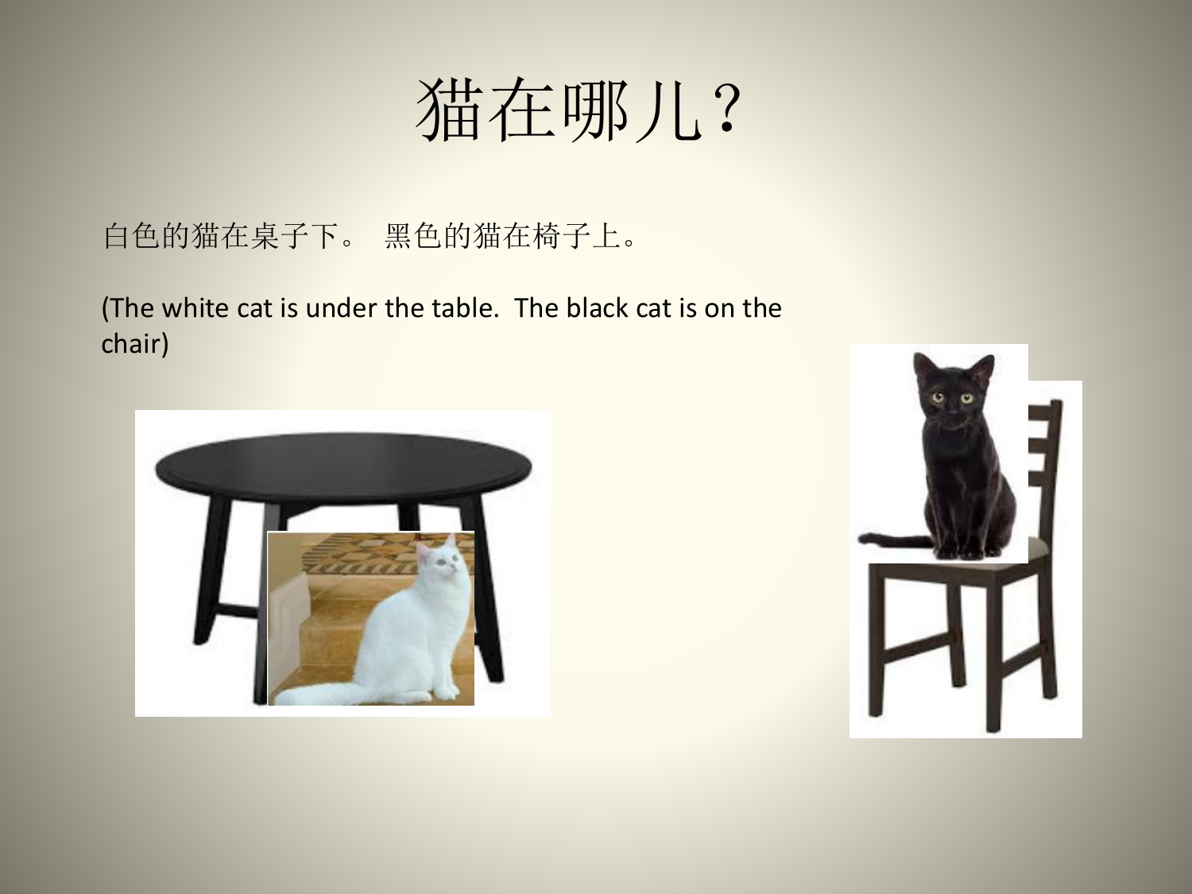# 猫在哪儿？

白色的猫在桌子下。 黑色的猫在椅子上。

(The white cat is under the table.  The black cat is on the chair)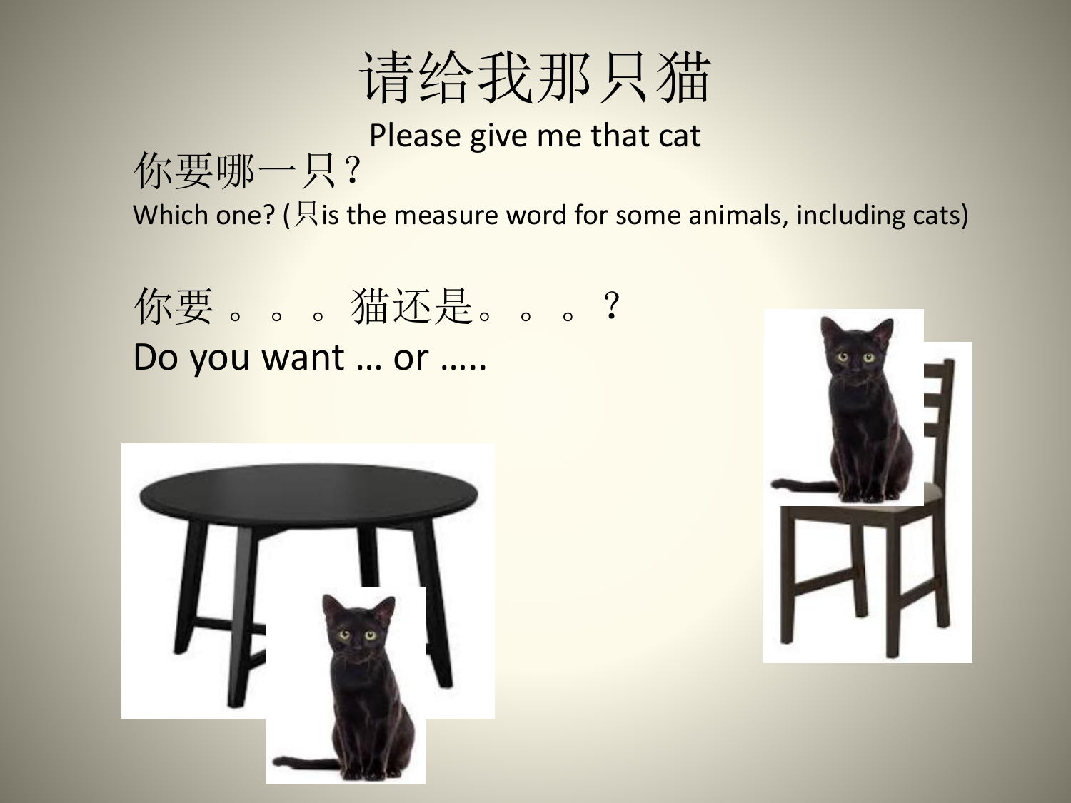# 请给我那只猫

Please give me that cat

你要哪一只？

Which one? (只is the measure word for some animals, including cats)

你要 。。。猫还是。。。？

Do you want … or …..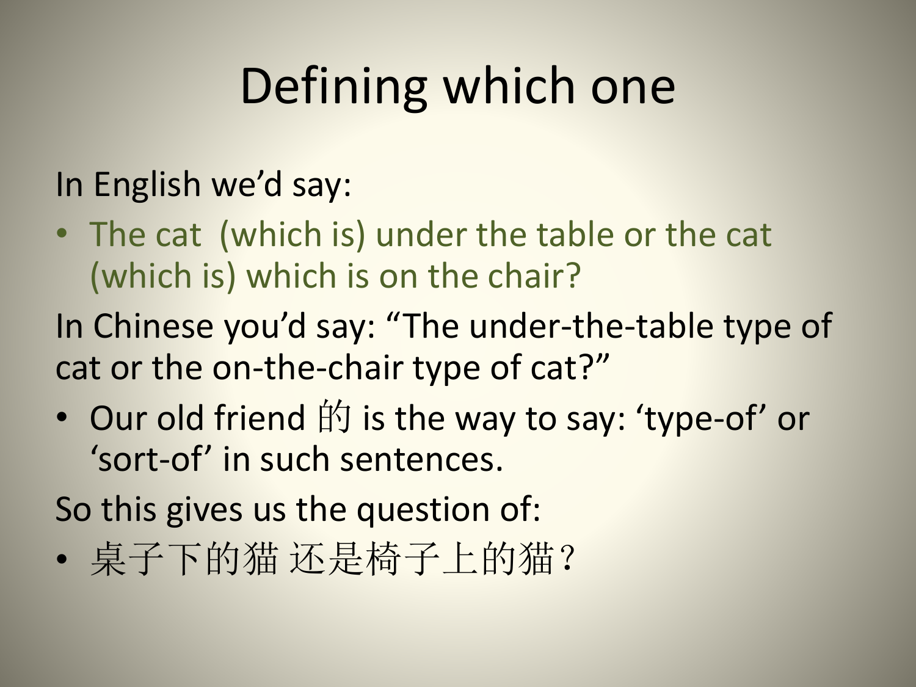# Defining which one

In English we'd say:

- The cat  (which is) under the table or the cat (which is) which is on the chair?

In Chinese you'd say: "The under-the-table type of cat or the on-the-chair type of cat?"

- Our old friend 的 is the way to say: 'type-of' or 'sort-of' in such sentences.

So this gives us the question of:

- 桌子下的猫 还是椅子上的猫？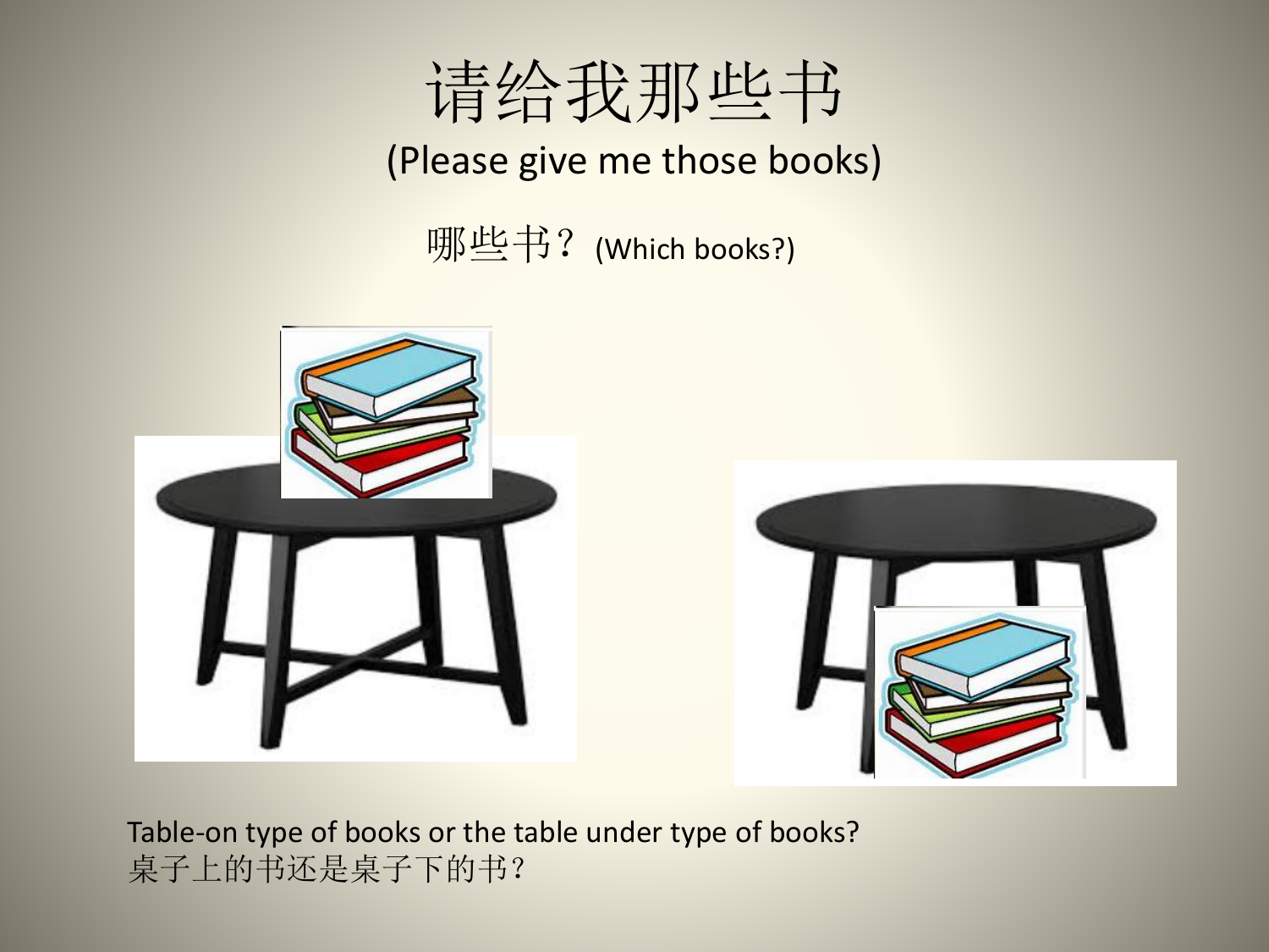# 请给我那些书

(Please give me those books)

哪些书？ (Which books?)

Table-on type of books or the table under type of books?

桌子上的书还是桌子下的书？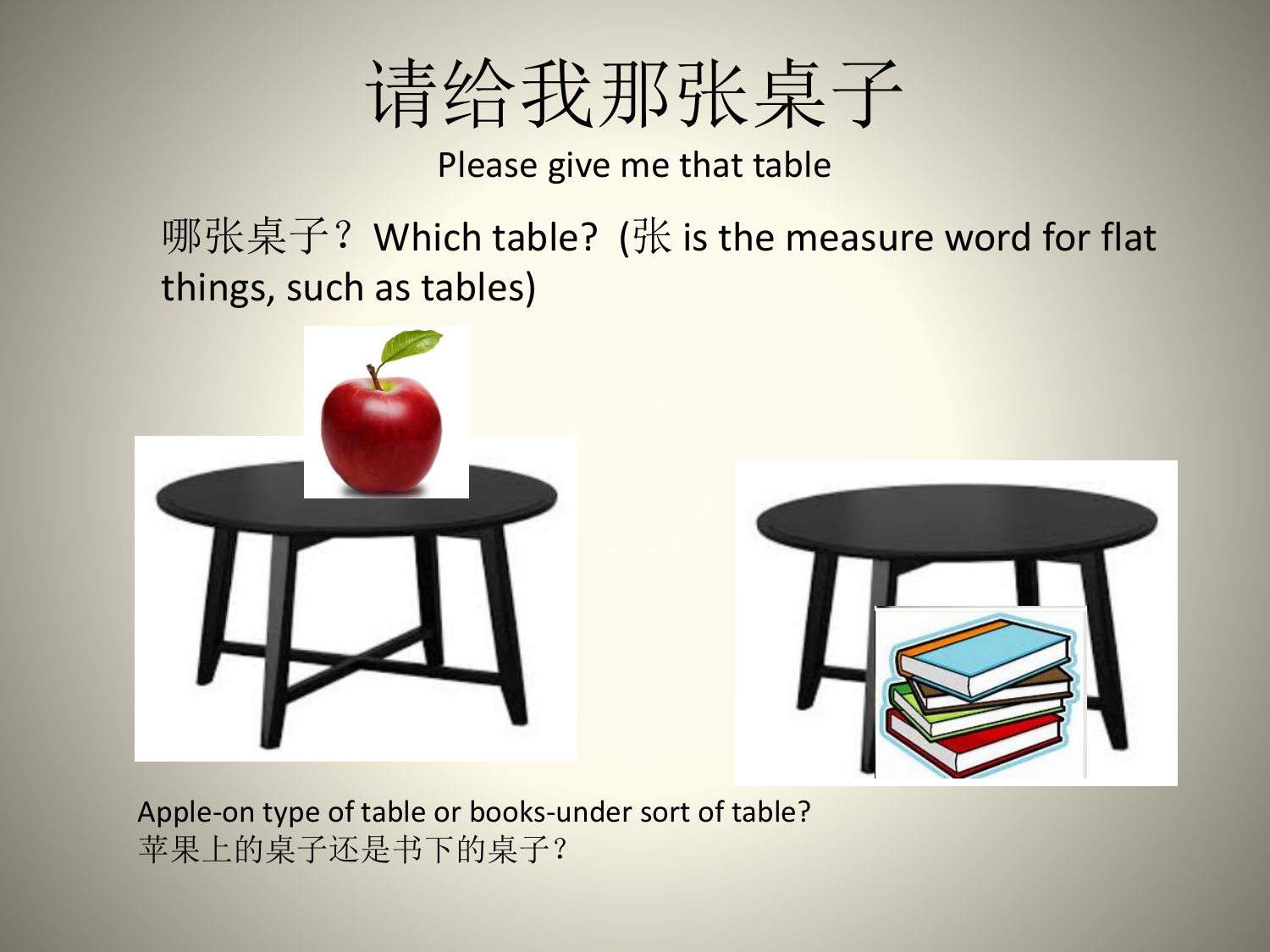# 请给我那张桌子

Please give me that table

哪张桌子？Which table?  (张 is the measure word for flat things, such as tables)

Apple-on type of table or books-under sort of table?
苹果上的桌子还是书下的桌子？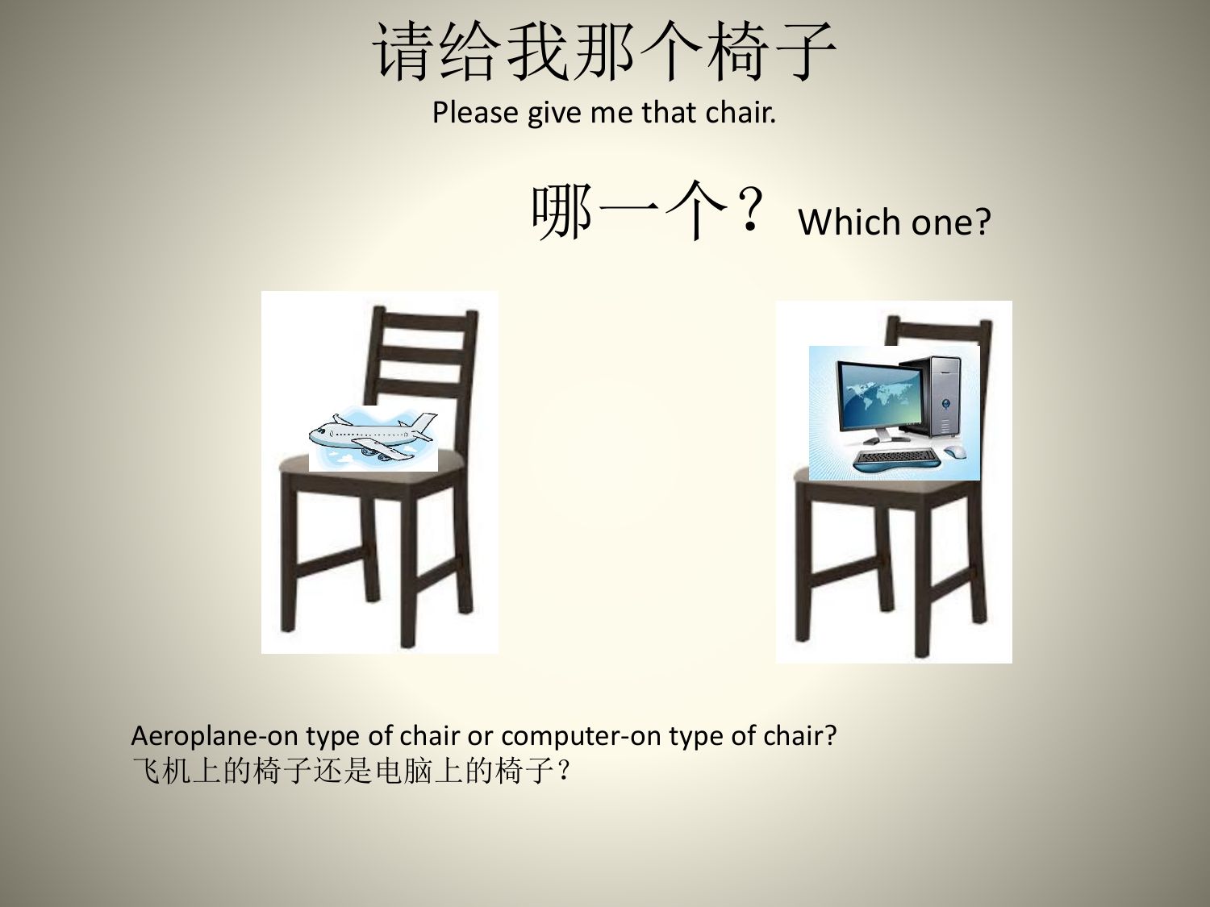# 请给我那个椅子

Please give me that chair.

哪一个？ Which one?

Aeroplane-on type of chair or computer-on type of chair?
飞机上的椅子还是电脑上的椅子？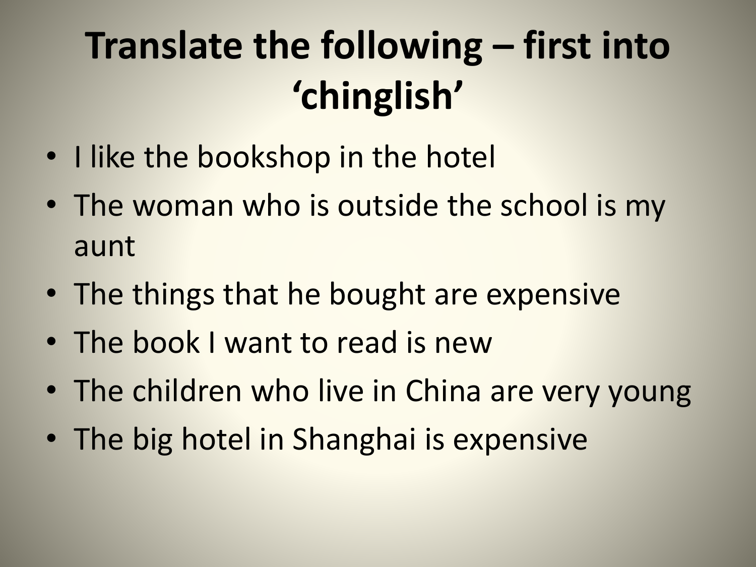# Translate the following – first into 'chinglish'

- I like the bookshop in the hotel
- The woman who is outside the school is my aunt
- The things that he bought are expensive
- The book I want to read is new
- The children who live in China are very young
- The big hotel in Shanghai is expensive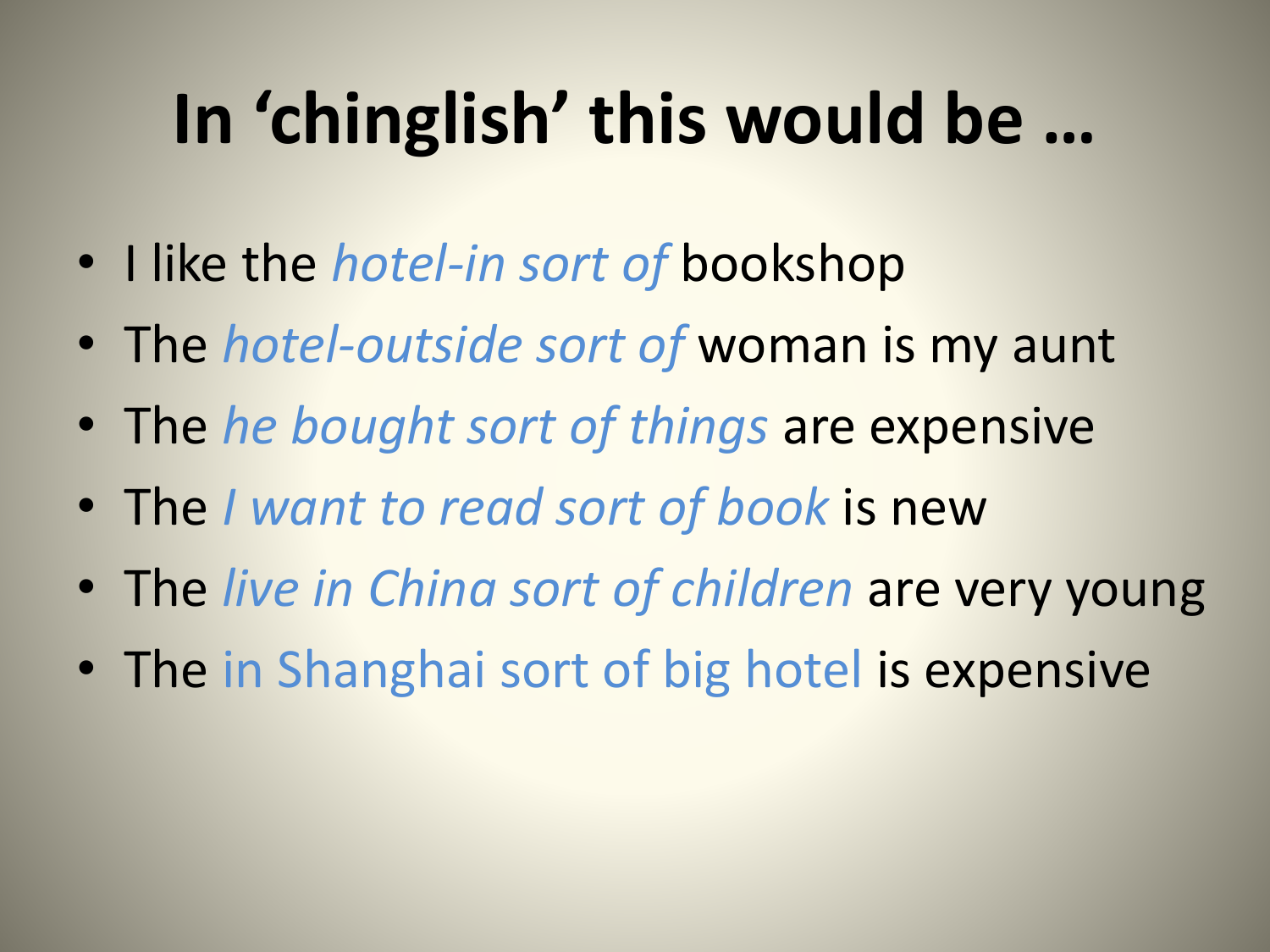# In 'chinglish' this would be …

- I like the *hotel-in sort of* bookshop
- The *hotel-outside sort of* woman is my aunt
- The *he bought sort of things* are expensive
- The *I want to read sort of book* is new
- The *live in China sort of children* are very young
- The in Shanghai sort of big hotel is expensive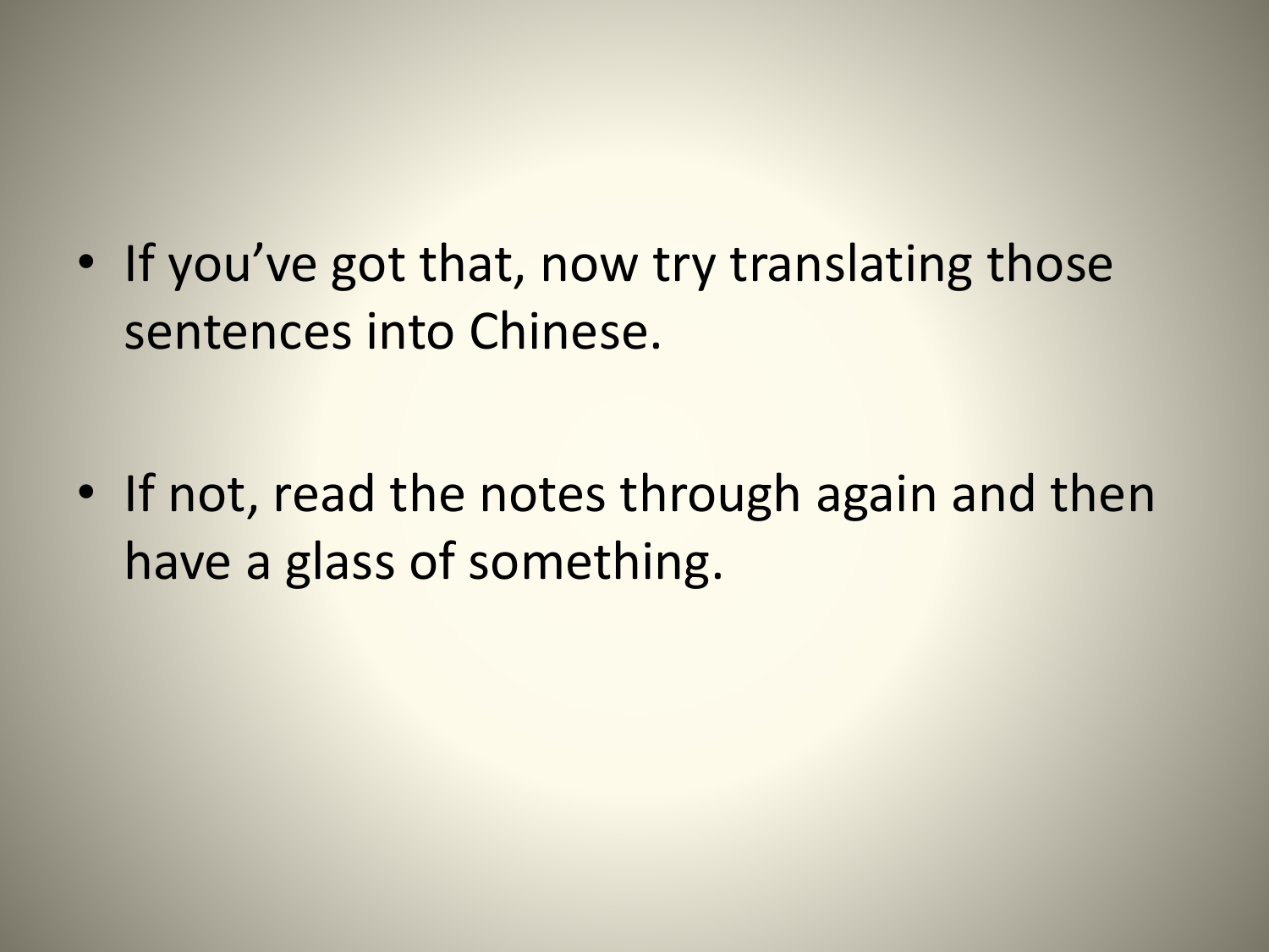- If you’ve got that, now try translating those sentences into Chinese.

- If not, read the notes through again and then have a glass of something.